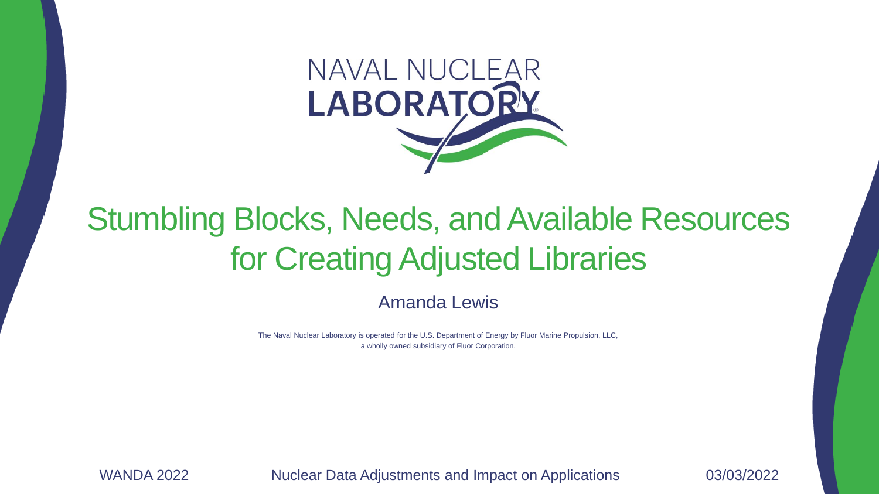NAVAL NUCLEAR LABORATORY

# Stumbling Blocks, Needs, and Available Resources for Creating Adjusted Libraries

Amanda Lewis

The Naval Nuclear Laboratory is operated for the U.S. Department of Energy by Fluor Marine Propulsion, LLC, a wholly owned subsidiary of Fluor Corporation.

WANDA 2022 — Nuclear Data Adjustments and Impact on Applications — 03/03/2022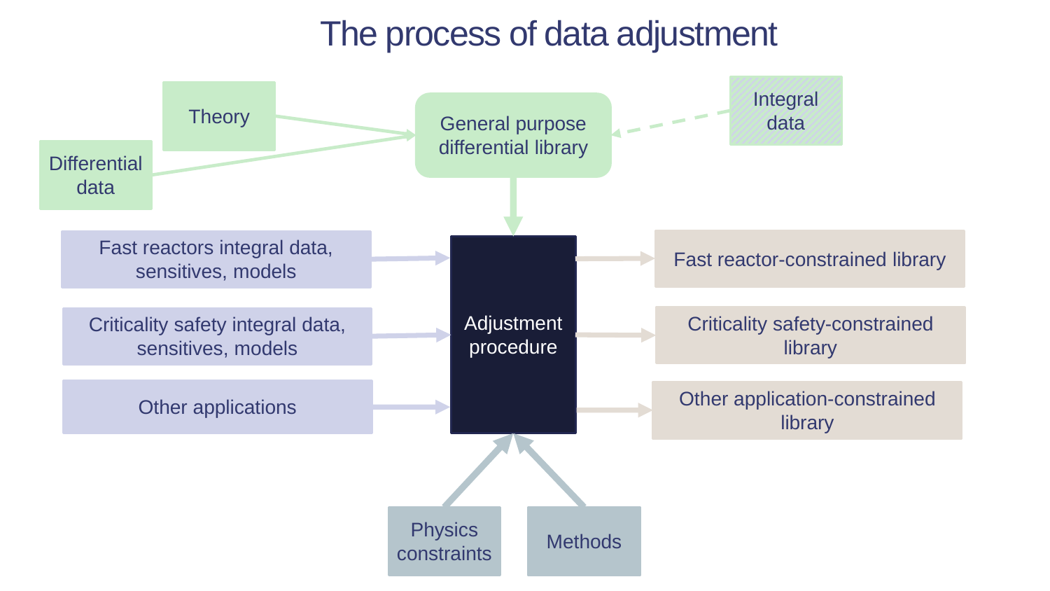# The process of data adjustment

Theory

Differential data

General purpose differential library

Integral data

Fast reactors integral data, sensitives, models

Criticality safety integral data, sensitives, models

Other applications

Adjustment procedure

Fast reactor-constrained library

Criticality safety-constrained library

Other application-constrained library

Physics constraints

Methods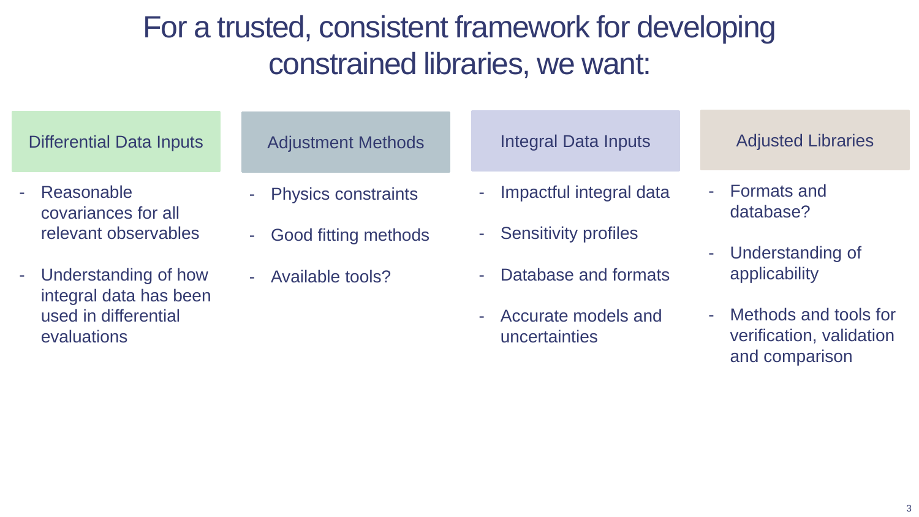# For a trusted, consistent framework for developing constrained libraries, we want:

## Differential Data Inputs

- Reasonable covariances for all relevant observables
- Understanding of how integral data has been used in differential evaluations

## Adjustment Methods

- Physics constraints
- Good fitting methods
- Available tools?

## Integral Data Inputs

- Impactful integral data
- Sensitivity profiles
- Database and formats
- Accurate models and uncertainties

## Adjusted Libraries

- Formats and database?
- Understanding of applicability
- Methods and tools for verification, validation and comparison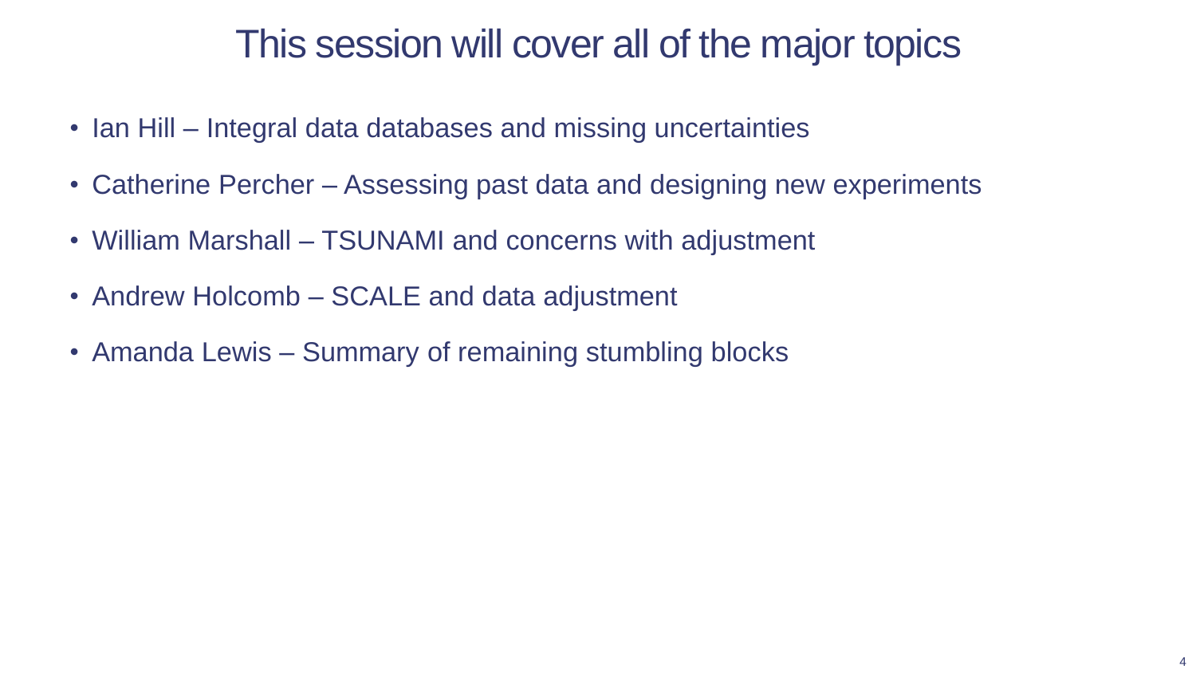# This session will cover all of the major topics

- Ian Hill – Integral data databases and missing uncertainties
- Catherine Percher – Assessing past data and designing new experiments
- William Marshall – TSUNAMI and concerns with adjustment
- Andrew Holcomb – SCALE and data adjustment
- Amanda Lewis – Summary of remaining stumbling blocks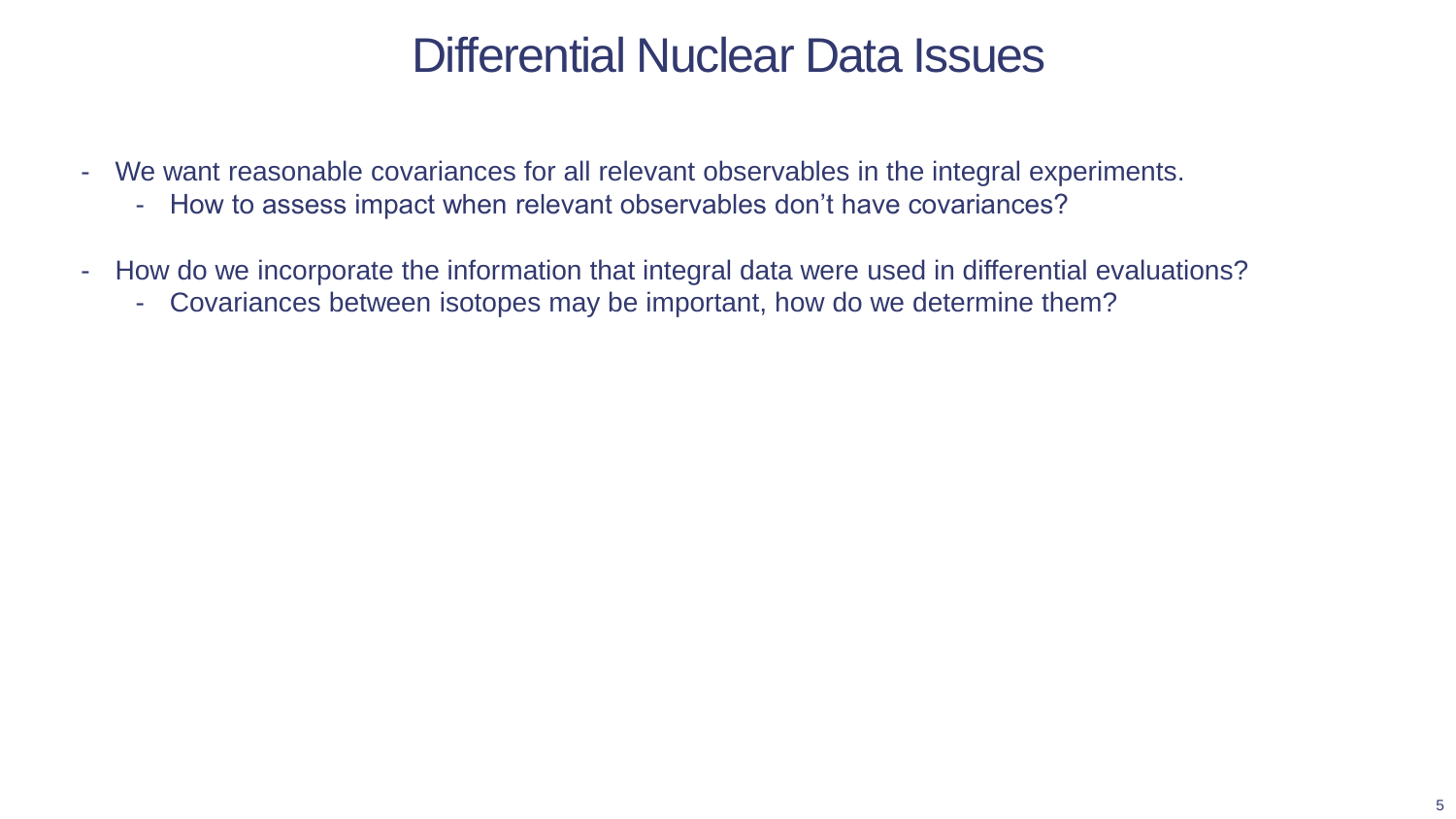# Differential Nuclear Data Issues

- We want reasonable covariances for all relevant observables in the integral experiments.
  - How to assess impact when relevant observables don't have covariances?
- How do we incorporate the information that integral data were used in differential evaluations?
  - Covariances between isotopes may be important, how do we determine them?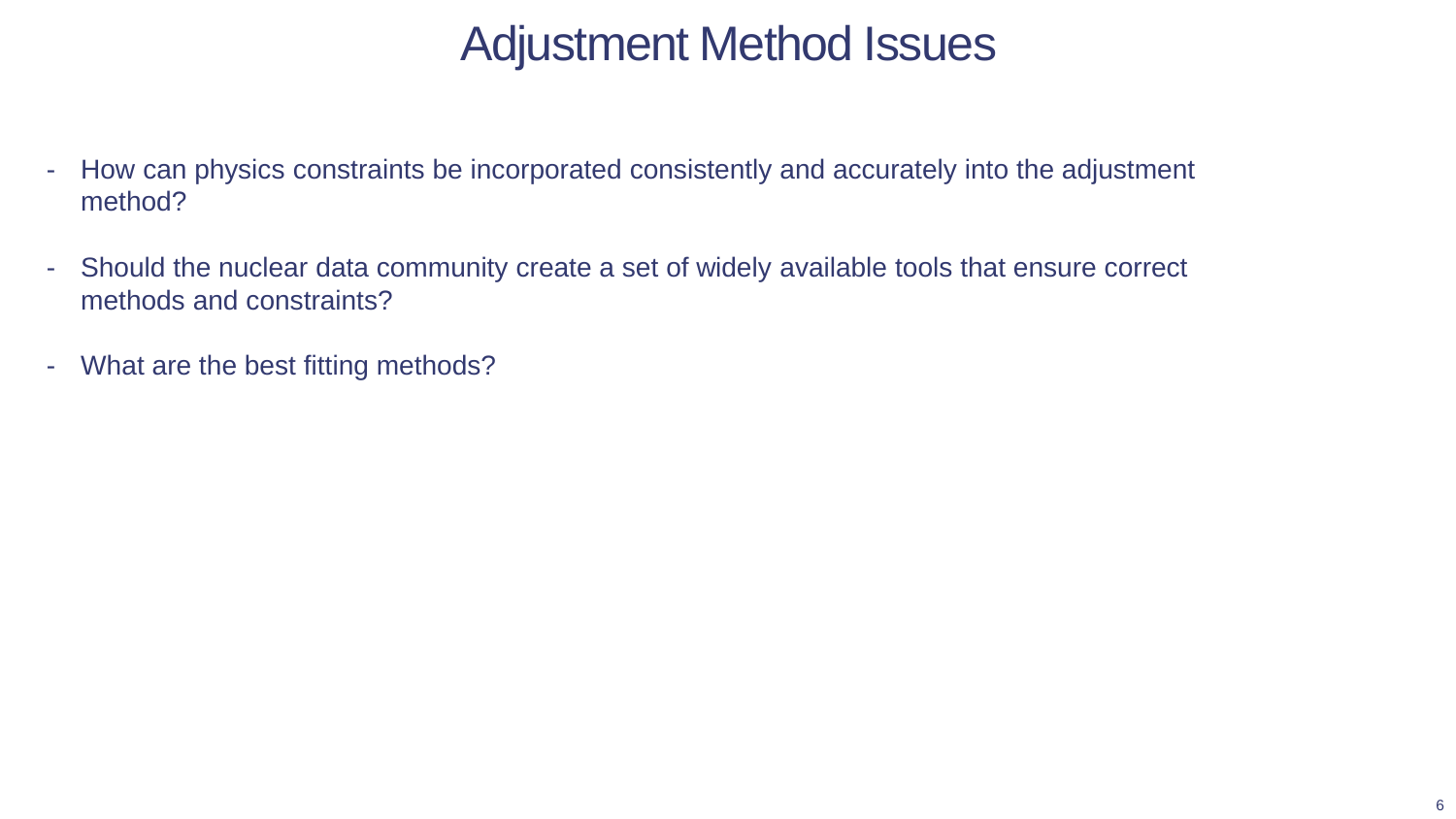# Adjustment Method Issues

- How can physics constraints be incorporated consistently and accurately into the adjustment method?
- Should the nuclear data community create a set of widely available tools that ensure correct methods and constraints?
- What are the best fitting methods?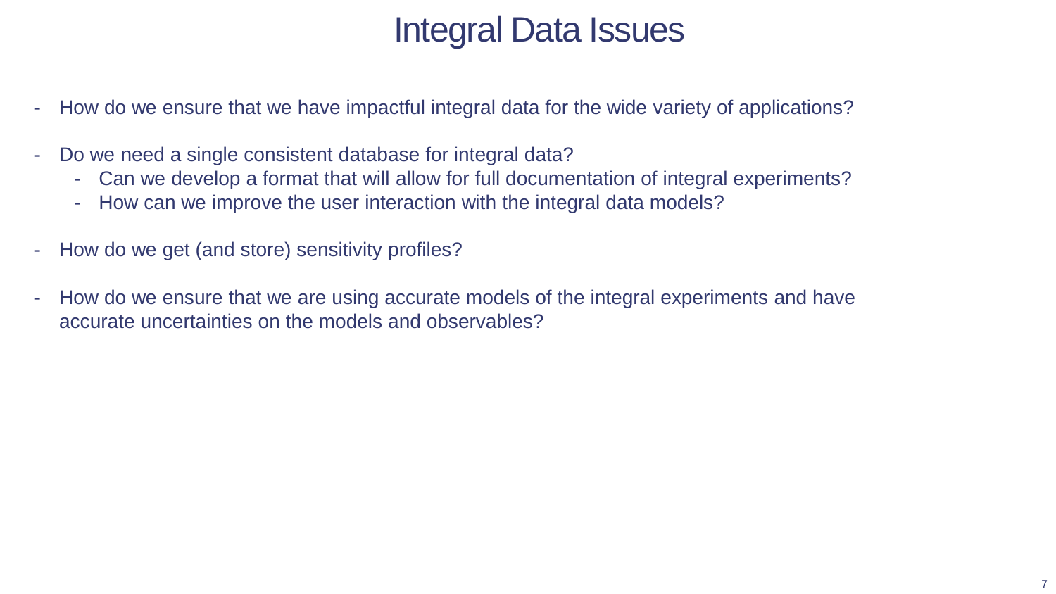# Integral Data Issues

- How do we ensure that we have impactful integral data for the wide variety of applications?
- Do we need a single consistent database for integral data?
  - Can we develop a format that will allow for full documentation of integral experiments?
  - How can we improve the user interaction with the integral data models?
- How do we get (and store) sensitivity profiles?
- How do we ensure that we are using accurate models of the integral experiments and have accurate uncertainties on the models and observables?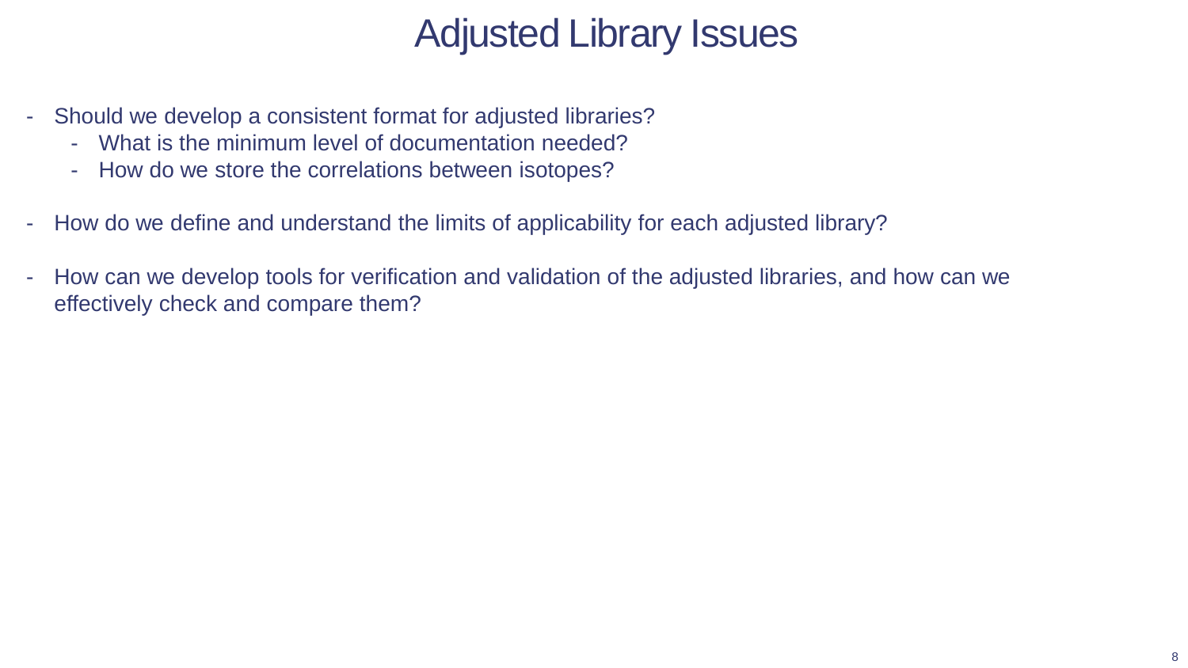# Adjusted Library Issues

- Should we develop a consistent format for adjusted libraries?
  - What is the minimum level of documentation needed?
  - How do we store the correlations between isotopes?

- How do we define and understand the limits of applicability for each adjusted library?

- How can we develop tools for verification and validation of the adjusted libraries, and how can we effectively check and compare them?